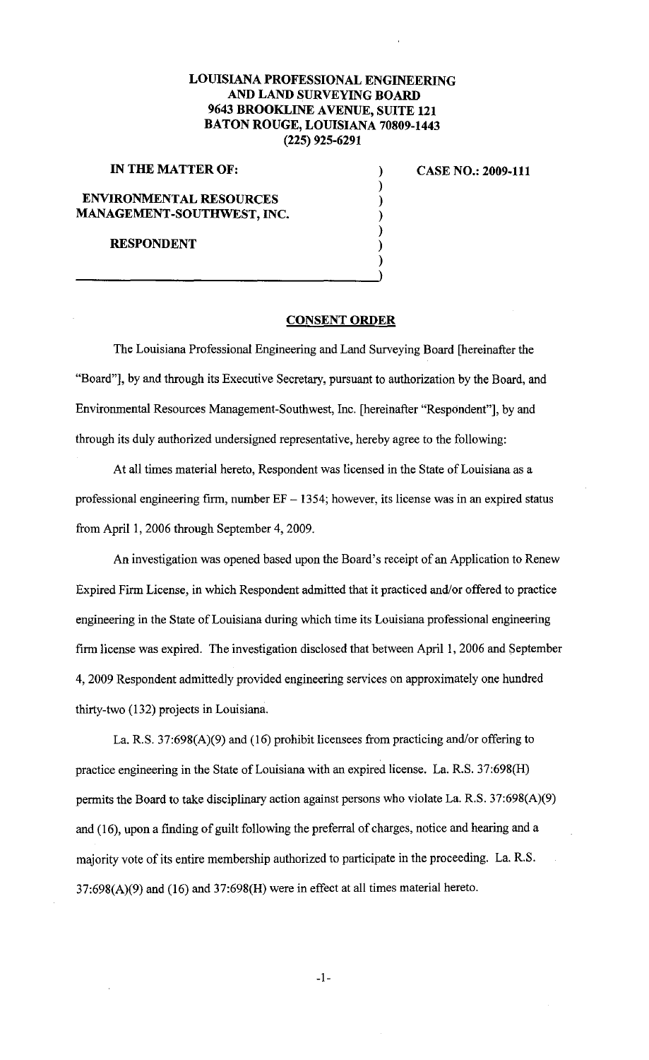**LOUISIANA PROFESSIONAL ENGINEERING AND LAND SURVEYING BOARD**
**9643 BROOKLINE AVENUE, SUITE 121**
**BATON ROUGE, LOUISIANA 70809-1443**
**(225) 925-6291**

**IN THE MATTER OF:**

**ENVIRONMENTAL RESOURCES MANAGEMENT-SOUTHWEST, INC.**

**RESPONDENT**

**CASE NO.: 2009-111**

## CONSENT ORDER

The Louisiana Professional Engineering and Land Surveying Board [hereinafter the "Board"], by and through its Executive Secretary, pursuant to authorization by the Board, and Environmental Resources Management-Southwest, Inc. [hereinafter "Respondent"], by and through its duly authorized undersigned representative, hereby agree to the following:

At all times material hereto, Respondent was licensed in the State of Louisiana as a professional engineering firm, number EF – 1354; however, its license was in an expired status from April 1, 2006 through September 4, 2009.

An investigation was opened based upon the Board's receipt of an Application to Renew Expired Firm License, in which Respondent admitted that it practiced and/or offered to practice engineering in the State of Louisiana during which time its Louisiana professional engineering firm license was expired. The investigation disclosed that between April 1, 2006 and September 4, 2009 Respondent admittedly provided engineering services on approximately one hundred thirty-two (132) projects in Louisiana.

La. R.S. 37:698(A)(9) and (16) prohibit licensees from practicing and/or offering to practice engineering in the State of Louisiana with an expired license. La. R.S. 37:698(H) permits the Board to take disciplinary action against persons who violate La. R.S. 37:698(A)(9) and (16), upon a finding of guilt following the preferral of charges, notice and hearing and a majority vote of its entire membership authorized to participate in the proceeding. La. R.S. 37:698(A)(9) and (16) and 37:698(H) were in effect at all times material hereto.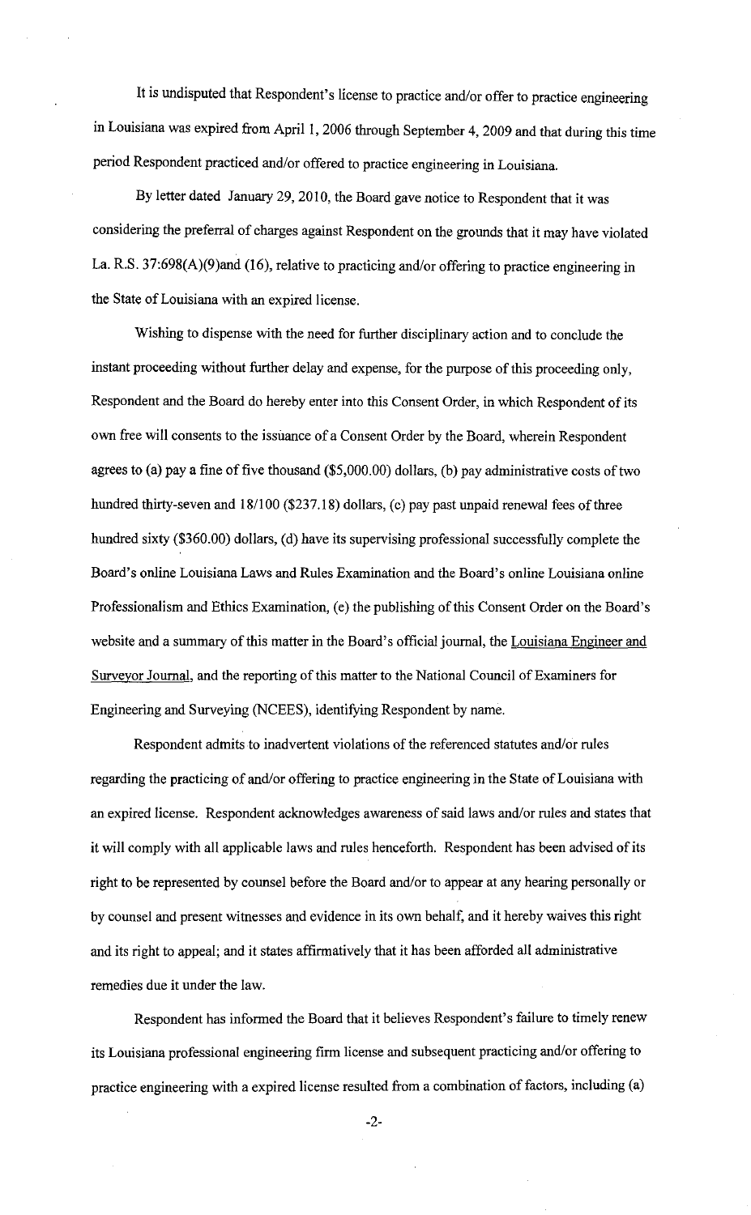It is undisputed that Respondent's license to practice and/or offer to practice engineering in Louisiana was expired from April 1, 2006 through September 4, 2009 and that during this time period Respondent practiced and/or offered to practice engineering in Louisiana.

By letter dated January 29, 2010, the Board gave notice to Respondent that it was considering the preferral of charges against Respondent on the grounds that it may have violated La. R.S. 37:698(A)(9)and (16), relative to practicing and/or offering to practice engineering in the State of Louisiana with an expired license.

Wishing to dispense with the need for further disciplinary action and to conclude the instant proceeding without further delay and expense, for the purpose of this proceeding only, Respondent and the Board do hereby enter into this Consent Order, in which Respondent of its own free will consents to the issuance of a Consent Order by the Board, wherein Respondent agrees to (a) pay a fine of five thousand ($5,000.00) dollars, (b) pay administrative costs of two hundred thirty-seven and 18/100 ($237.18) dollars, (c) pay past unpaid renewal fees of three hundred sixty ($360.00) dollars, (d) have its supervising professional successfully complete the Board's online Louisiana Laws and Rules Examination and the Board's online Louisiana online Professionalism and Ethics Examination, (e) the publishing of this Consent Order on the Board's website and a summary of this matter in the Board's official journal, the Louisiana Engineer and Surveyor Journal, and the reporting of this matter to the National Council of Examiners for Engineering and Surveying (NCEES), identifying Respondent by name.

Respondent admits to inadvertent violations of the referenced statutes and/or rules regarding the practicing of and/or offering to practice engineering in the State of Louisiana with an expired license. Respondent acknowledges awareness of said laws and/or rules and states that it will comply with all applicable laws and rules henceforth. Respondent has been advised of its right to be represented by counsel before the Board and/or to appear at any hearing personally or by counsel and present witnesses and evidence in its own behalf, and it hereby waives this right and its right to appeal; and it states affirmatively that it has been afforded all administrative remedies due it under the law.

Respondent has informed the Board that it believes Respondent's failure to timely renew its Louisiana professional engineering firm license and subsequent practicing and/or offering to practice engineering with a expired license resulted from a combination of factors, including (a)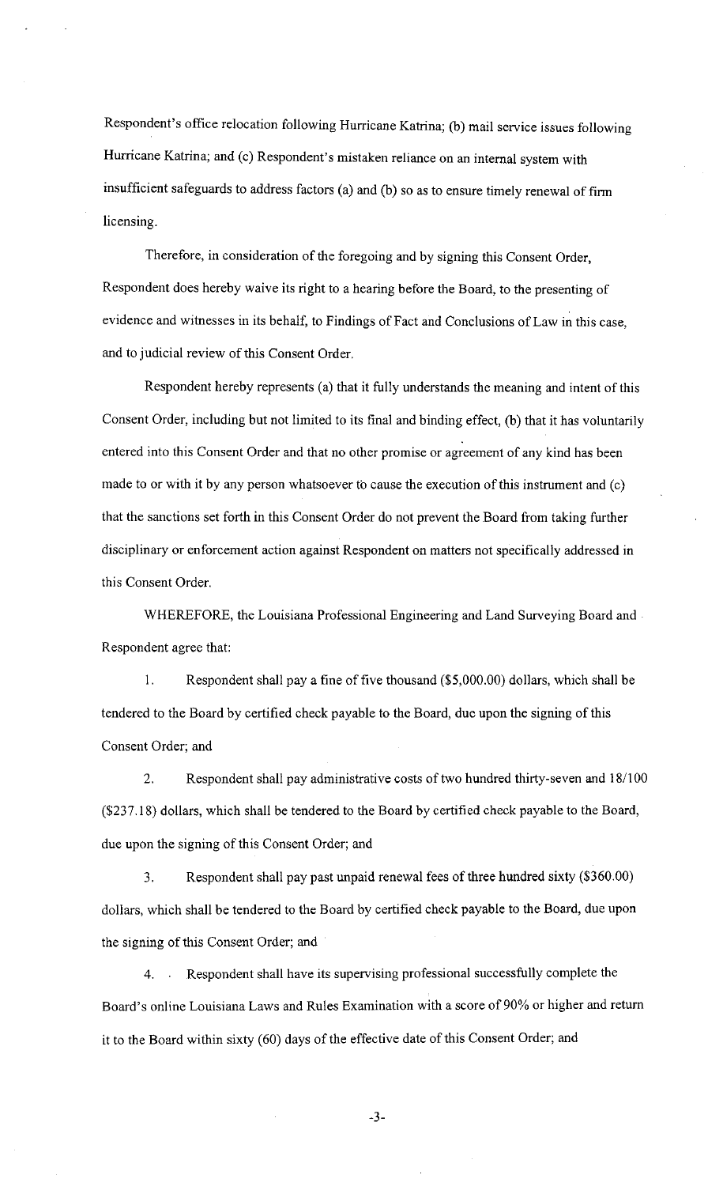Respondent's office relocation following Hurricane Katrina; (b) mail service issues following Hurricane Katrina; and (c) Respondent's mistaken reliance on an internal system with insufficient safeguards to address factors (a) and (b) so as to ensure timely renewal of firm licensing.

Therefore, in consideration of the foregoing and by signing this Consent Order, Respondent does hereby waive its right to a hearing before the Board, to the presenting of evidence and witnesses in its behalf, to Findings of Fact and Conclusions of Law in this case, and to judicial review of this Consent Order.

Respondent hereby represents (a) that it fully understands the meaning and intent of this Consent Order, including but not limited to its final and binding effect, (b) that it has voluntarily entered into this Consent Order and that no other promise or agreement of any kind has been made to or with it by any person whatsoever to cause the execution of this instrument and (c) that the sanctions set forth in this Consent Order do not prevent the Board from taking further disciplinary or enforcement action against Respondent on matters not specifically addressed in this Consent Order.

WHEREFORE, the Louisiana Professional Engineering and Land Surveying Board and Respondent agree that:

1. Respondent shall pay a fine of five thousand ($5,000.00) dollars, which shall be tendered to the Board by certified check payable to the Board, due upon the signing of this Consent Order; and

2. Respondent shall pay administrative costs of two hundred thirty-seven and 18/100 ($237.18) dollars, which shall be tendered to the Board by certified check payable to the Board, due upon the signing of this Consent Order; and

3. Respondent shall pay past unpaid renewal fees of three hundred sixty ($360.00) dollars, which shall be tendered to the Board by certified check payable to the Board, due upon the signing of this Consent Order; and

4. Respondent shall have its supervising professional successfully complete the Board's online Louisiana Laws and Rules Examination with a score of 90% or higher and return it to the Board within sixty (60) days of the effective date of this Consent Order; and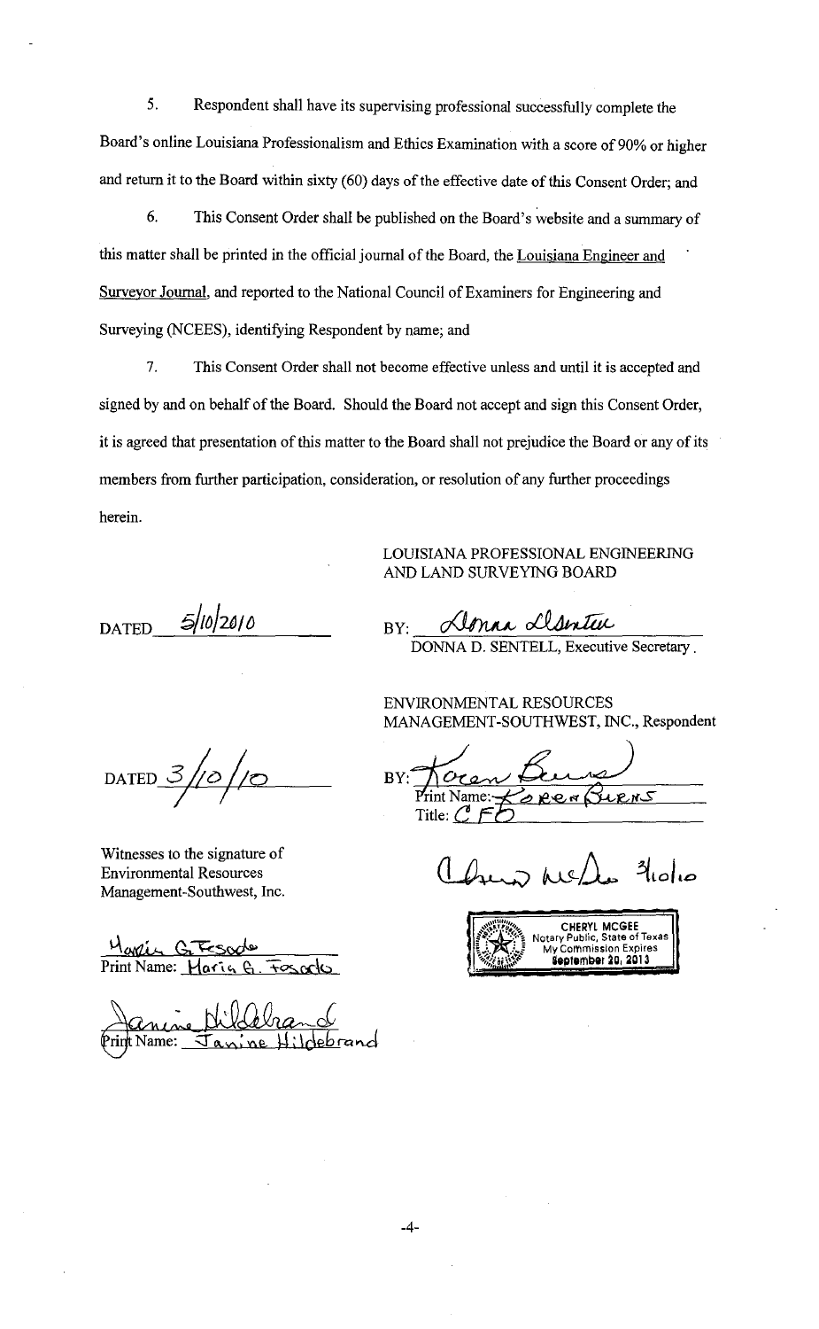5. Respondent shall have its supervising professional successfully complete the Board's online Louisiana Professionalism and Ethics Examination with a score of 90% or higher and return it to the Board within sixty (60) days of the effective date of this Consent Order; and

6. This Consent Order shall be published on the Board's website and a summary of this matter shall be printed in the official journal of the Board, the Louisiana Engineer and Surveyor Journal, and reported to the National Council of Examiners for Engineering and Surveying (NCEES), identifying Respondent by name; and

7. This Consent Order shall not become effective unless and until it is accepted and signed by and on behalf of the Board. Should the Board not accept and sign this Consent Order, it is agreed that presentation of this matter to the Board shall not prejudice the Board or any of its members from further participation, consideration, or resolution of any further proceedings herein.

LOUISIANA PROFESSIONAL ENGINEERING AND LAND SURVEYING BOARD

DATED 5/10/2010

BY: *Donna D. Sentell*
DONNA D. SENTELL, Executive Secretary.

ENVIRONMENTAL RESOURCES MANAGEMENT-SOUTHWEST, INC., Respondent

DATED 3/10/10

BY: *Koren Burns*
Print Name: Koren Burns
Title: CFO

*Cheryl McGee* 3/10/10

CHERYL MCGEE
Notary Public, State of Texas
My Commission Expires
September 20, 2013

Witnesses to the signature of Environmental Resources Management-Southwest, Inc.

*Maria G. Fasado*
Print Name: Maria G. Fasado

*Janine Hildebrand*
Print Name: Janine Hildebrand